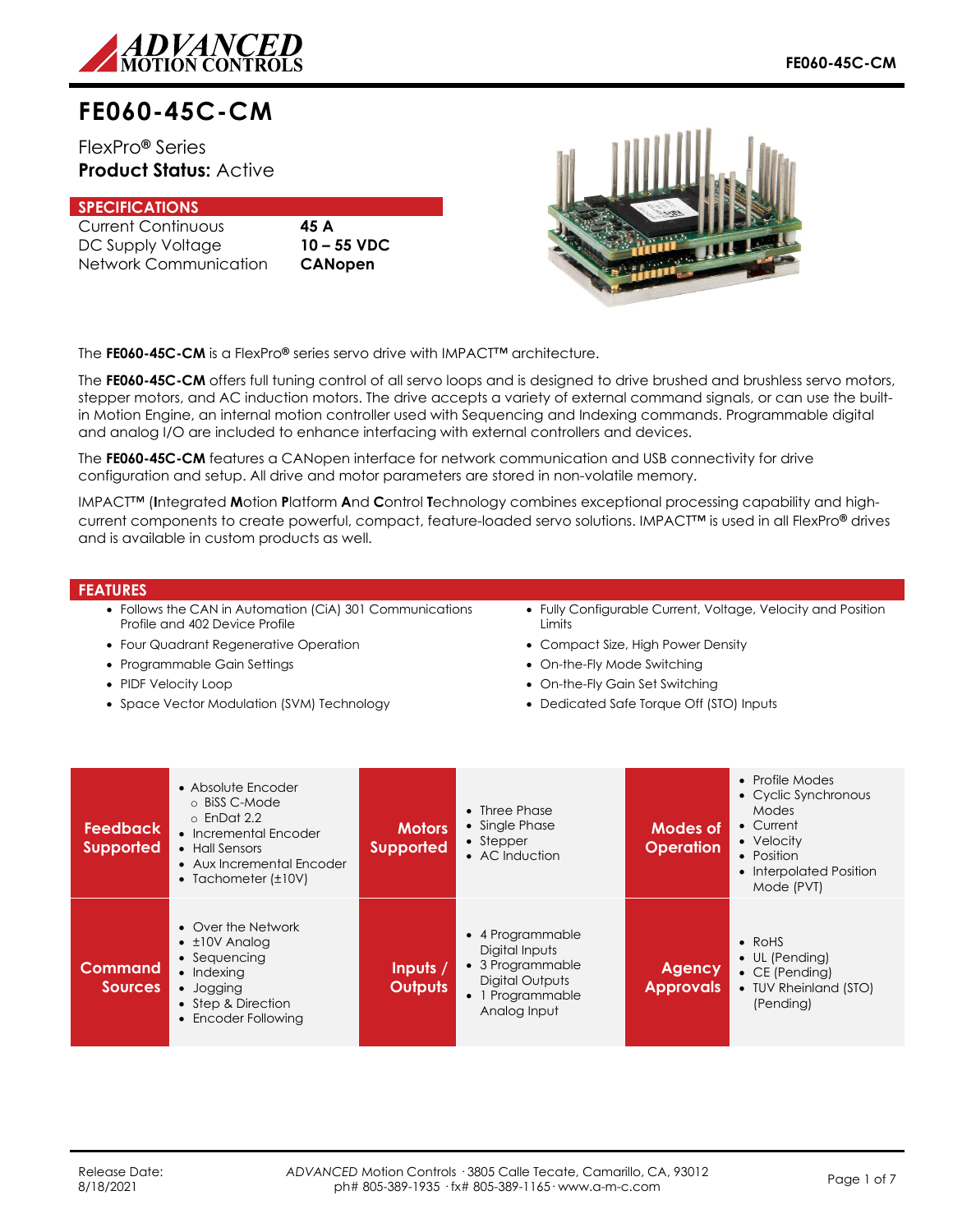# FE060-45C-CM

FlexPro® Series
**Product Status:** Active

## SPECIFICATIONS

| | |
|---|---|
| Current Continuous | **45 A** |
| DC Supply Voltage | **10 – 55 VDC** |
| Network Communication | **CANopen** |

The **FE060-45C-CM** is a FlexPro® series servo drive with IMPACT™ architecture.

The **FE060-45C-CM** offers full tuning control of all servo loops and is designed to drive brushed and brushless servo motors, stepper motors, and AC induction motors. The drive accepts a variety of external command signals, or can use the built-in Motion Engine, an internal motion controller used with Sequencing and Indexing commands. Programmable digital and analog I/O are included to enhance interfacing with external controllers and devices.

The **FE060-45C-CM** features a CANopen interface for network communication and USB connectivity for drive configuration and setup. All drive and motor parameters are stored in non-volatile memory.

IMPACT™ (**I**ntegrated **M**otion **P**latform **A**nd **C**ontrol **T**echnology combines exceptional processing capability and high-current components to create powerful, compact, feature-loaded servo solutions. IMPACT™ is used in all FlexPro® drives and is available in custom products as well.

## FEATURES

- Follows the CAN in Automation (CiA) 301 Communications Profile and 402 Device Profile
- Four Quadrant Regenerative Operation
- Programmable Gain Settings
- PIDF Velocity Loop
- Space Vector Modulation (SVM) Technology
- Fully Configurable Current, Voltage, Velocity and Position Limits
- Compact Size, High Power Density
- On-the-Fly Mode Switching
- On-the-Fly Gain Set Switching
- Dedicated Safe Torque Off (STO) Inputs

| | | | | | |
|---|---|---|---|---|---|
| **Feedback Supported** | • Absolute Encoder<br>  ○ BiSS C-Mode<br>  ○ EnDat 2.2<br>• Incremental Encoder<br>• Hall Sensors<br>• Aux Incremental Encoder<br>• Tachometer (±10V) | **Motors Supported** | • Three Phase<br>• Single Phase<br>• Stepper<br>• AC Induction | **Modes of Operation** | • Profile Modes<br>• Cyclic Synchronous Modes<br>• Current<br>• Velocity<br>• Position<br>• Interpolated Position Mode (PVT) |
| **Command Sources** | • Over the Network<br>• ±10V Analog<br>• Sequencing<br>• Indexing<br>• Jogging<br>• Step & Direction<br>• Encoder Following | **Inputs / Outputs** | • 4 Programmable Digital Inputs<br>• 3 Programmable Digital Outputs<br>• 1 Programmable Analog Input | **Agency Approvals** | • RoHS<br>• UL (Pending)<br>• CE (Pending)<br>• TUV Rheinland (STO) (Pending) |

Release Date: 8/18/2021

*ADVANCED* Motion Controls · 3805 Calle Tecate, Camarillo, CA, 93012
ph# 805-389-1935 · fx# 805-389-1165 · www.a-m-c.com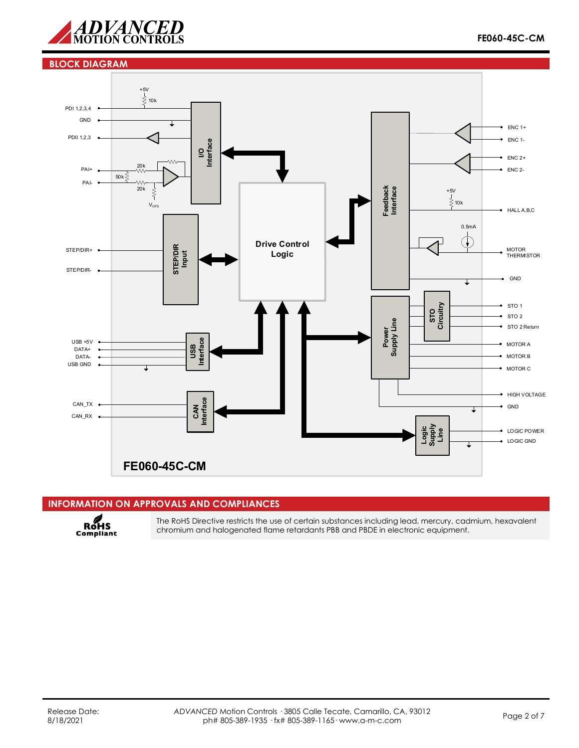## BLOCK DIAGRAM

PDI 1,2,3,4
GND
PD0 1,2,3
PAI+
PAI-
+5V
10k
20k
50k
20k
$V_{OFS}$
I/O Interface
STEP/DIR+
STEP/DIR-
STEP/DIR Input
Drive Control Logic
USB +5V
DATA+
DATA-
USB GND
USB Interface
CAN_TX
CAN_RX
CAN Interface
Feedback Interface
ENC 1+
ENC 1-
ENC 2+
ENC 2-
+5V
10k
HALL A,B,C
0.5mA
MOTOR THERMISTOR
GND
STO Circuitry
STO 1
STO 2
STO 2 Return
Power Supply Line
MOTOR A
MOTOR B
MOTOR C
HIGH VOLTAGE
GND
Logic Supply Line
LOGIC POWER
LOGIC GND

**FE060-45C-CM**

## INFORMATION ON APPROVALS AND COMPLIANCES

**RoHS Compliant**

The RoHS Directive restricts the use of certain substances including lead, mercury, cadmium, hexavalent chromium and halogenated flame retardants PBB and PBDE in electronic equipment.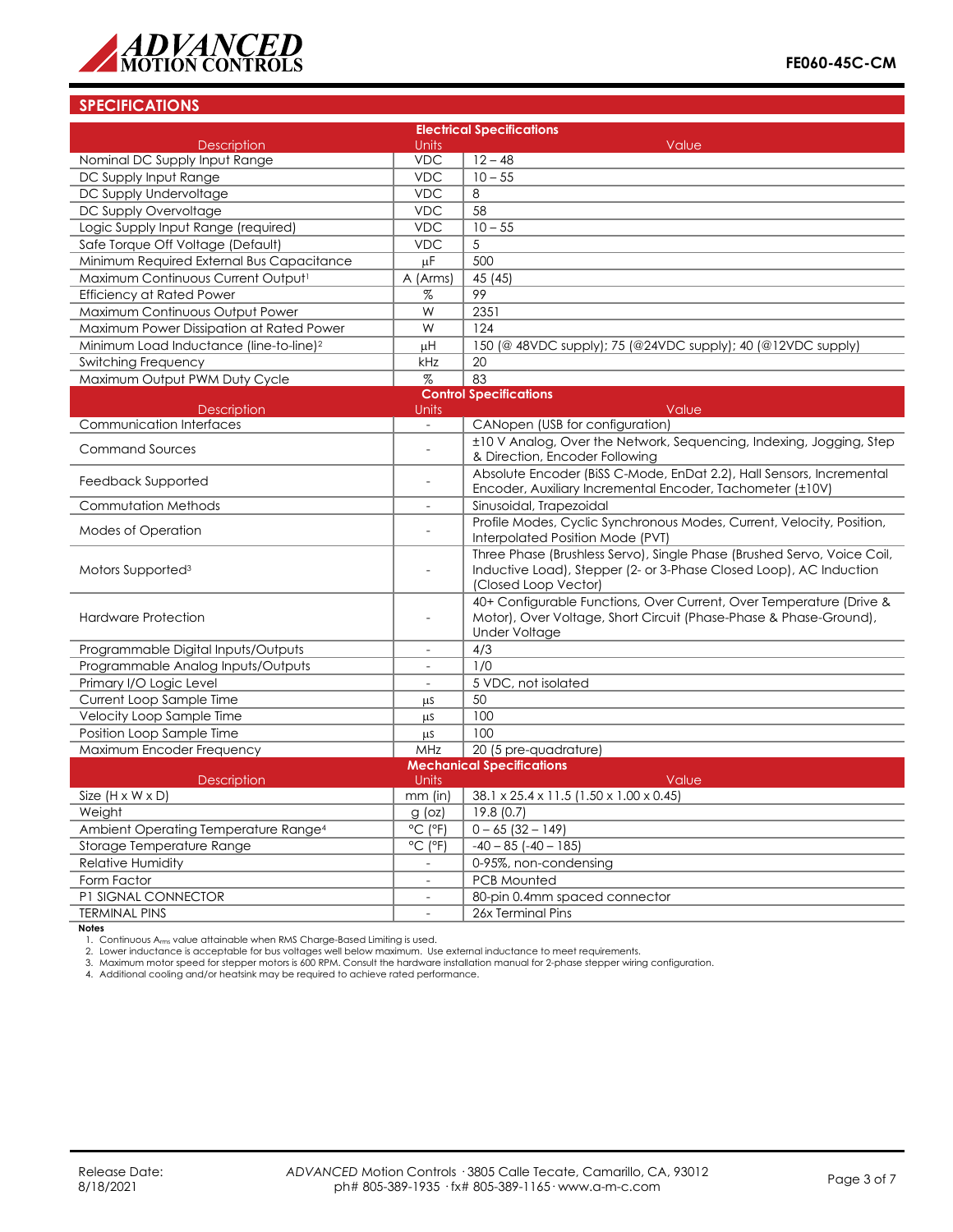## SPECIFICATIONS

| Electrical Specifications | | |
|---|---|---|
| **Description** | **Units** | **Value** |
| Nominal DC Supply Input Range | VDC | 12 – 48 |
| DC Supply Input Range | VDC | 10 – 55 |
| DC Supply Undervoltage | VDC | 8 |
| DC Supply Overvoltage | VDC | 58 |
| Logic Supply Input Range (required) | VDC | 10 – 55 |
| Safe Torque Off Voltage (Default) | VDC | 5 |
| Minimum Required External Bus Capacitance | μF | 500 |
| Maximum Continuous Current Output[1] | A (Arms) | 45 (45) |
| Efficiency at Rated Power | % | 99 |
| Maximum Continuous Output Power | W | 2351 |
| Maximum Power Dissipation at Rated Power | W | 124 |
| Minimum Load Inductance (line-to-line)[2] | μH | 150 (@ 48VDC supply); 75 (@24VDC supply); 40 (@12VDC supply) |
| Switching Frequency | kHz | 20 |
| Maximum Output PWM Duty Cycle | % | 83 |

| Control Specifications | | |
|---|---|---|
| **Description** | **Units** | **Value** |
| Communication Interfaces | - | CANopen (USB for configuration) |
| Command Sources | - | ±10 V Analog, Over the Network, Sequencing, Indexing, Jogging, Step & Direction, Encoder Following |
| Feedback Supported | - | Absolute Encoder (BiSS C-Mode, EnDat 2.2), Hall Sensors, Incremental Encoder, Auxiliary Incremental Encoder, Tachometer (±10V) |
| Commutation Methods | - | Sinusoidal, Trapezoidal |
| Modes of Operation | - | Profile Modes, Cyclic Synchronous Modes, Current, Velocity, Position, Interpolated Position Mode (PVT) |
| Motors Supported[3] | - | Three Phase (Brushless Servo), Single Phase (Brushed Servo, Voice Coil, Inductive Load), Stepper (2- or 3-Phase Closed Loop), AC Induction (Closed Loop Vector) |
| Hardware Protection | - | 40+ Configurable Functions, Over Current, Over Temperature (Drive & Motor), Over Voltage, Short Circuit (Phase-Phase & Phase-Ground), Under Voltage |
| Programmable Digital Inputs/Outputs | - | 4/3 |
| Programmable Analog Inputs/Outputs | - | 1/0 |
| Primary I/O Logic Level | - | 5 VDC, not isolated |
| Current Loop Sample Time | μs | 50 |
| Velocity Loop Sample Time | μs | 100 |
| Position Loop Sample Time | μs | 100 |
| Maximum Encoder Frequency | MHz | 20 (5 pre-quadrature) |

| Mechanical Specifications | | |
|---|---|---|
| **Description** | **Units** | **Value** |
| Size (H x W x D) | mm (in) | 38.1 x 25.4 x 11.5 (1.50 x 1.00 x 0.45) |
| Weight | g (oz) | 19.8 (0.7) |
| Ambient Operating Temperature Range[4] | °C (°F) | 0 – 65 (32 – 149) |
| Storage Temperature Range | °C (°F) | -40 – 85 (-40 – 185) |
| Relative Humidity | - | 0-95%, non-condensing |
| Form Factor | - | PCB Mounted |
| P1 SIGNAL CONNECTOR | - | 80-pin 0.4mm spaced connector |
| TERMINAL PINS | - | 26x Terminal Pins |

**Notes**

1. Continuous $A_{rms}$ value attainable when RMS Charge-Based Limiting is used.
2. Lower inductance is acceptable for bus voltages well below maximum. Use external inductance to meet requirements.
3. Maximum motor speed for stepper motors is 600 RPM. Consult the hardware installation manual for 2-phase stepper wiring configuration.
4. Additional cooling and/or heatsink may be required to achieve rated performance.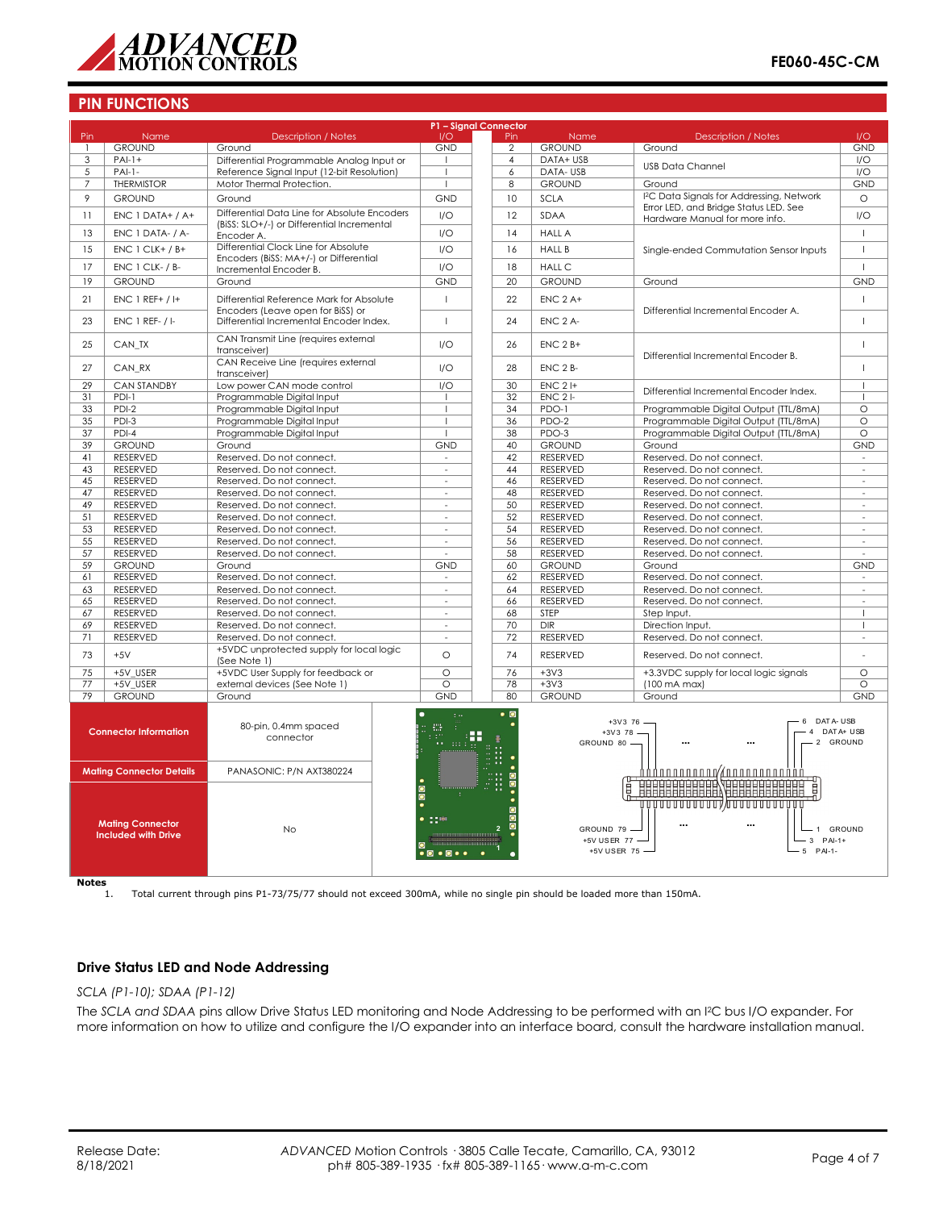## PIN FUNCTIONS

| P1 – Signal Connector | | | | | | | |
|---|---|---|---|---|---|---|---|
| Pin | Name | Description / Notes | I/O | Pin | Name | Description / Notes | I/O |
| 1 | GROUND | Ground | GND | 2 | GROUND | Ground | GND |
| 3 | PAI-1+ | Differential Programmable Analog Input or Reference Signal Input (12-bit Resolution) | I | 4 | DATA+ USB | USB Data Channel | I/O |
| 5 | PAI-1- | | I | 6 | DATA- USB | | I/O |
| 7 | THERMISTOR | Motor Thermal Protection. | I | 8 | GROUND | Ground | GND |
| 9 | GROUND | Ground | GND | 10 | SCLA | I²C Data Signals for Addressing, Network Error LED, and Bridge Status LED. See Hardware Manual for more info. | O |
| 11 | ENC 1 DATA+ / A+ | Differential Data Line for Absolute Encoders (BiSS: SLO+/-) or Differential Incremental Encoder A. | I/O | 12 | SDAA | | I/O |
| 13 | ENC 1 DATA- / A- | | I/O | 14 | HALL A | Single-ended Commutation Sensor Inputs | I |
| 15 | ENC 1 CLK+ / B+ | Differential Clock Line for Absolute Encoders (BiSS: MA+/-) or Differential Incremental Encoder B. | I/O | 16 | HALL B | | I |
| 17 | ENC 1 CLK- / B- | | I/O | 18 | HALL C | | I |
| 19 | GROUND | Ground | GND | 20 | GROUND | Ground | GND |
| 21 | ENC 1 REF+ / I+ | Differential Reference Mark for Absolute Encoders (Leave open for BiSS) or Differential Incremental Encoder Index. | I | 22 | ENC 2 A+ | Differential Incremental Encoder A. | I |
| 23 | ENC 1 REF- / I- | | I | 24 | ENC 2 A- | | I |
| 25 | CAN_TX | CAN Transmit Line (requires external transceiver) | I/O | 26 | ENC 2 B+ | Differential Incremental Encoder B. | I |
| 27 | CAN_RX | CAN Receive Line (requires external transceiver) | I/O | 28 | ENC 2 B- | | I |
| 29 | CAN STANDBY | Low power CAN mode control | I/O | 30 | ENC 2 I+ | Differential Incremental Encoder Index. | I |
| 31 | PDI-1 | Programmable Digital Input | I | 32 | ENC 2 I- | | I |
| 33 | PDI-2 | Programmable Digital Input | I | 34 | PDO-1 | Programmable Digital Output (TTL/8mA) | O |
| 35 | PDI-3 | Programmable Digital Input | I | 36 | PDO-2 | Programmable Digital Output (TTL/8mA) | O |
| 37 | PDI-4 | Programmable Digital Input | I | 38 | PDO-3 | Programmable Digital Output (TTL/8mA) | O |
| 39 | GROUND | Ground | GND | 40 | GROUND | Ground | GND |
| 41 | RESERVED | Reserved. Do not connect. | - | 42 | RESERVED | Reserved. Do not connect. | - |
| 43 | RESERVED | Reserved. Do not connect. | - | 44 | RESERVED | Reserved. Do not connect. | - |
| 45 | RESERVED | Reserved. Do not connect. | - | 46 | RESERVED | Reserved. Do not connect. | - |
| 47 | RESERVED | Reserved. Do not connect. | - | 48 | RESERVED | Reserved. Do not connect. | - |
| 49 | RESERVED | Reserved. Do not connect. | - | 50 | RESERVED | Reserved. Do not connect. | - |
| 51 | RESERVED | Reserved. Do not connect. | - | 52 | RESERVED | Reserved. Do not connect. | - |
| 53 | RESERVED | Reserved. Do not connect. | - | 54 | RESERVED | Reserved. Do not connect. | - |
| 55 | RESERVED | Reserved. Do not connect. | - | 56 | RESERVED | Reserved. Do not connect. | - |
| 57 | RESERVED | Reserved. Do not connect. | - | 58 | RESERVED | Reserved. Do not connect. | - |
| 59 | GROUND | Ground | GND | 60 | GROUND | Ground | GND |
| 61 | RESERVED | Reserved. Do not connect. | - | 62 | RESERVED | Reserved. Do not connect. | - |
| 63 | RESERVED | Reserved. Do not connect. | - | 64 | RESERVED | Reserved. Do not connect. | - |
| 65 | RESERVED | Reserved. Do not connect. | - | 66 | RESERVED | Reserved. Do not connect. | - |
| 67 | RESERVED | Reserved. Do not connect. | - | 68 | STEP | Step Input. | I |
| 69 | RESERVED | Reserved. Do not connect. | - | 70 | DIR | Direction Input. | I |
| 71 | RESERVED | Reserved. Do not connect. | - | 72 | RESERVED | Reserved. Do not connect. | - |
| 73 | +5V | +5VDC unprotected supply for local logic (See Note 1) | O | 74 | RESERVED | Reserved. Do not connect. | - |
| 75 | +5V_USER | +5VDC User Supply for feedback or external devices (See Note 1) | O | 76 | +3V3 | +3.3VDC supply for local logic signals (100 mA max) | O |
| 77 | +5V_USER | | O | 78 | +3V3 | | O |
| 79 | GROUND | Ground | GND | 80 | GROUND | Ground | GND |

| | |
|---|---|
| **Connector Information** | 80-pin, 0.4mm spaced connector |
| **Mating Connector Details** | PANASONIC: P/N AXT380224 |
| **Mating Connector Included with Drive** | No |

**Notes**

1. Total current through pins P1-73/75/77 should not exceed 300mA, while no single pin should be loaded more than 150mA.

### Drive Status LED and Node Addressing

*SCLA (P1-10); SDAA (P1-12)*

The *SCLA and SDAA* pins allow Drive Status LED monitoring and Node Addressing to be performed with an I²C bus I/O expander. For more information on how to utilize and configure the I/O expander into an interface board, consult the hardware installation manual.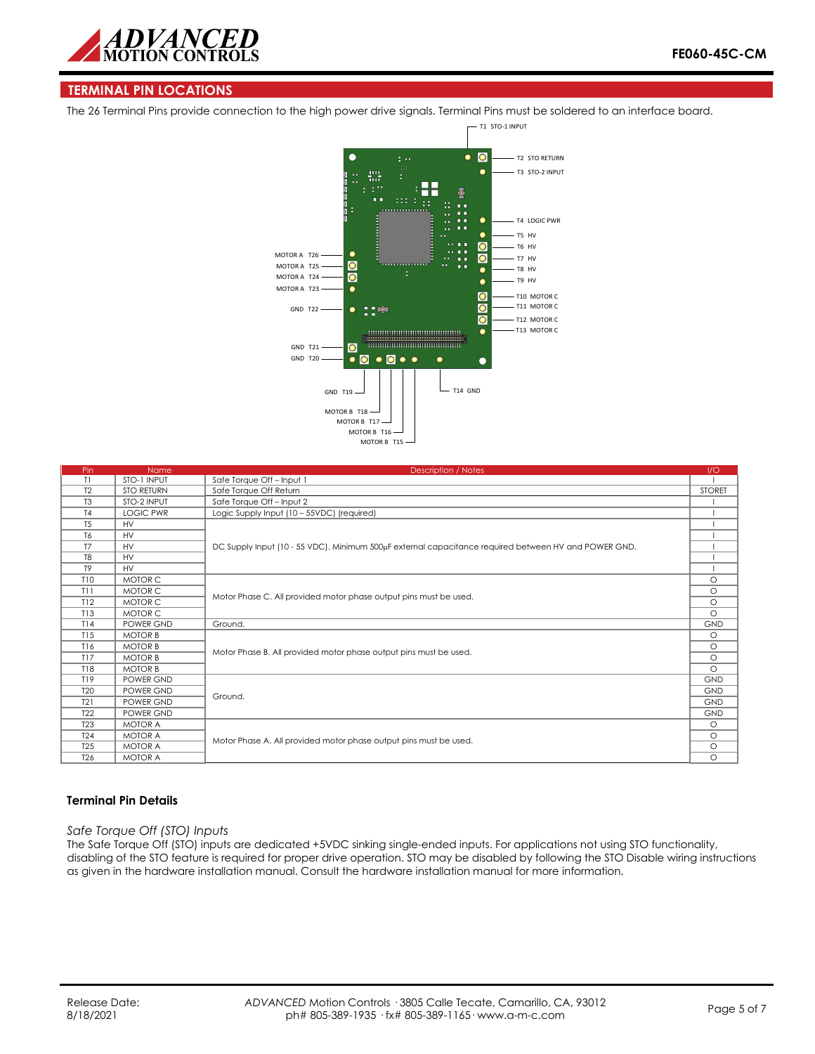## TERMINAL PIN LOCATIONS

The 26 Terminal Pins provide connection to the high power drive signals. Terminal Pins must be soldered to an interface board.

| Pin | Name | Description / Notes | I/O |
|---|---|---|---|
| T1 | STO-1 INPUT | Safe Torque Off – Input 1 | I |
| T2 | STO RETURN | Safe Torque Off Return | STORET |
| T3 | STO-2 INPUT | Safe Torque Off – Input 2 | I |
| T4 | LOGIC PWR | Logic Supply Input (10 – 55VDC) (required) | I |
| T5 | HV | DC Supply Input (10 - 55 VDC). Minimum 500µF external capacitance required between HV and POWER GND. | I |
| T6 | HV | | I |
| T7 | HV | | I |
| T8 | HV | | I |
| T9 | HV | | I |
| T10 | MOTOR C | Motor Phase C. All provided motor phase output pins must be used. | O |
| T11 | MOTOR C | | O |
| T12 | MOTOR C | | O |
| T13 | MOTOR C | | O |
| T14 | POWER GND | Ground. | GND |
| T15 | MOTOR B | Motor Phase B. All provided motor phase output pins must be used. | O |
| T16 | MOTOR B | | O |
| T17 | MOTOR B | | O |
| T18 | MOTOR B | | O |
| T19 | POWER GND | Ground. | GND |
| T20 | POWER GND | | GND |
| T21 | POWER GND | | GND |
| T22 | POWER GND | | GND |
| T23 | MOTOR A | Motor Phase A. All provided motor phase output pins must be used. | O |
| T24 | MOTOR A | | O |
| T25 | MOTOR A | | O |
| T26 | MOTOR A | | O |

### Terminal Pin Details

*Safe Torque Off (STO) Inputs*

The Safe Torque Off (STO) inputs are dedicated +5VDC sinking single-ended inputs. For applications not using STO functionality, disabling of the STO feature is required for proper drive operation. STO may be disabled by following the STO Disable wiring instructions as given in the hardware installation manual. Consult the hardware installation manual for more information.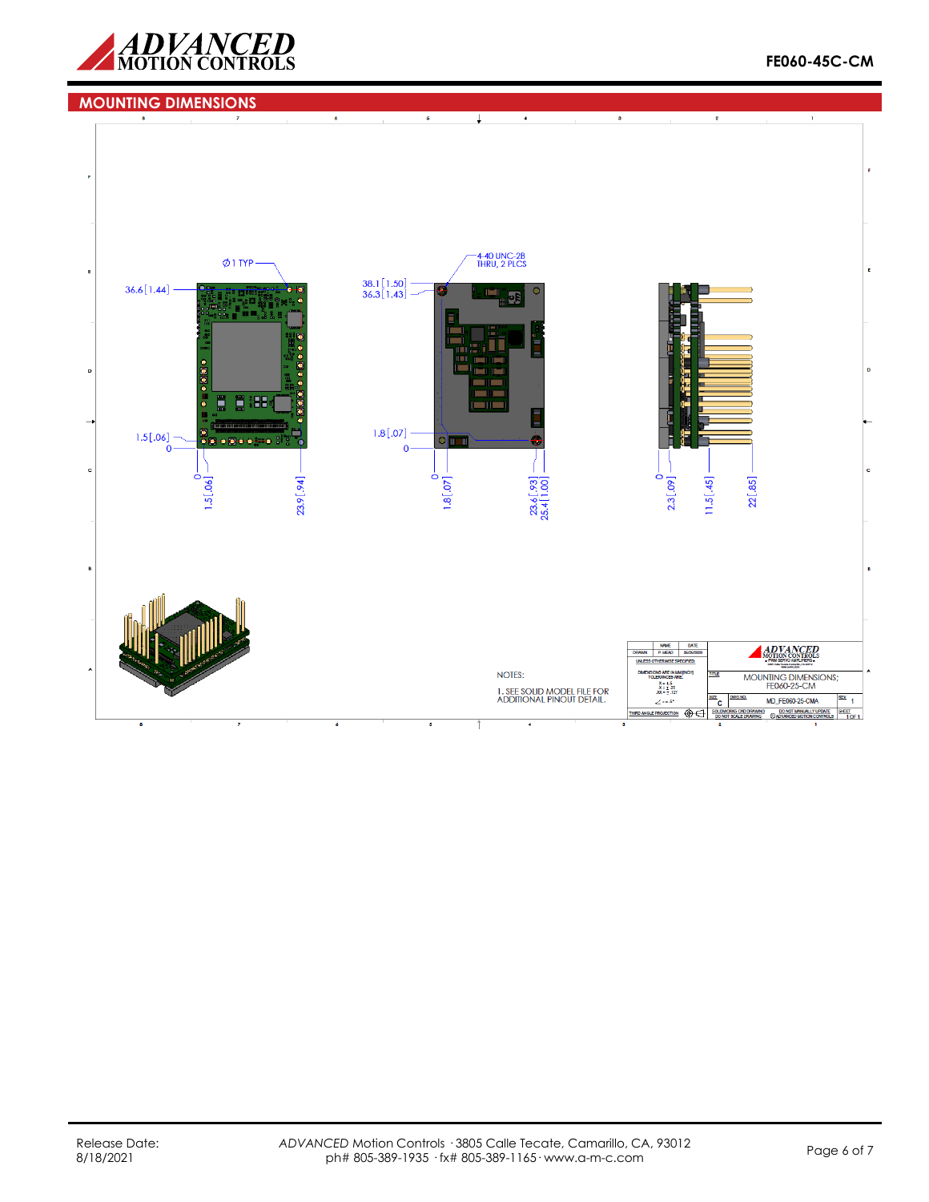## MOUNTING DIMENSIONS

Ø1 TYP

36.6 [1.44]

1.5 [.06]

0

0

1.5 [.06]

23.9 [.94]

4-40 UNC-2B THRU, 2 PLCS

38.1 [1.50]

36.3 [1.43]

1.8 [.07]

0

0

1.8 [.07]

23.6 [.93]

25.4 [1.00]

0

2.3 [.09]

11.5 [.45]

22 [.85]

NOTES:

1. SEE SOLID MODEL FILE FOR ADDITIONAL PINOUT DETAIL.

| | NAME | DATE |
|---|---|---|
| DRAWN | P. MEAD | 05/05/2009 |

UNLESS OTHERWISE SPECIFIED:

DIMENSIONS ARE IN MM [INCH] TOLERANCES ARE:

X = ± .5

.X = ± .25

.XX = ± .127

∠ = ± .5°

THIRD ANGLE PROJECTION

TITLE: MOUNTING DIMENSIONS; FE060-25-CM

SIZE: C

DWG NO: MD_FE060-25-CMA

REV: 1

SOLIDWORKS CAD DRAWING — DO NOT SCALE DRAWING

DO NOT MANUALLY UPDATE — © ADVANCED MOTION CONTROLS

SHEET 1 OF 1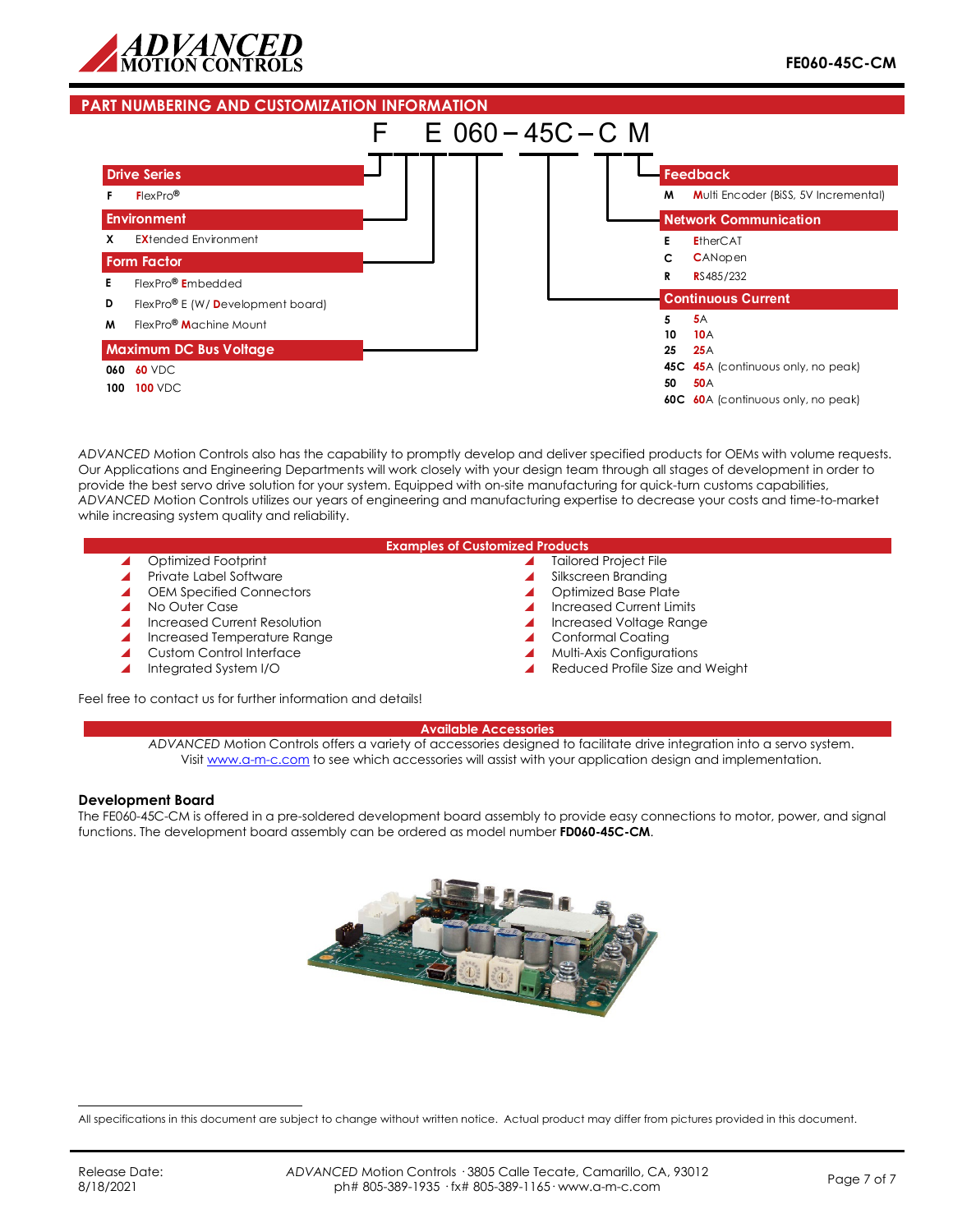## PART NUMBERING AND CUSTOMIZATION INFORMATION

F E 060 – 45C – C M

**Drive Series**

| | |
|---|---|
| F | FlexPro® |

**Environment**

| | |
|---|---|
| X | EXtended Environment |

**Form Factor**

| | |
|---|---|
| E | FlexPro® Embedded |
| D | FlexPro® E (W/ Development board) |
| M | FlexPro® Machine Mount |

**Maximum DC Bus Voltage**

| | |
|---|---|
| 060 | 60 VDC |
| 100 | 100 VDC |

**Feedback**

| | |
|---|---|
| M | Multi Encoder (BiSS, 5V Incremental) |

**Network Communication**

| | |
|---|---|
| E | EtherCAT |
| C | CANopen |
| R | RS485/232 |

**Continuous Current**

| | |
|---|---|
| 5 | 5A |
| 10 | 10A |
| 25 | 25A |
| 45C | 45A (continuous only, no peak) |
| 50 | 50A |
| 60C | 60A (continuous only, no peak) |

*ADVANCED* Motion Controls also has the capability to promptly develop and deliver specified products for OEMs with volume requests. Our Applications and Engineering Departments will work closely with your design team through all stages of development in order to provide the best servo drive solution for your system. Equipped with on-site manufacturing for quick-turn customs capabilities, *ADVANCED* Motion Controls utilizes our years of engineering and manufacturing expertise to decrease your costs and time-to-market while increasing system quality and reliability.

### Examples of Customized Products

- Optimized Footprint
- Private Label Software
- OEM Specified Connectors
- No Outer Case
- Increased Current Resolution
- Increased Temperature Range
- Custom Control Interface
- Integrated System I/O
- Tailored Project File
- Silkscreen Branding
- Optimized Base Plate
- Increased Current Limits
- Increased Voltage Range
- Conformal Coating
- Multi-Axis Configurations
- Reduced Profile Size and Weight

Feel free to contact us for further information and details!

### Available Accessories

*ADVANCED* Motion Controls offers a variety of accessories designed to facilitate drive integration into a servo system. Visit www.a-m-c.com to see which accessories will assist with your application design and implementation.

### Development Board

The FE060-45C-CM is offered in a pre-soldered development board assembly to provide easy connections to motor, power, and signal functions. The development board assembly can be ordered as model number **FD060-45C-CM**.

All specifications in this document are subject to change without written notice. Actual product may differ from pictures provided in this document.

Release Date: 8/18/2021

*ADVANCED* Motion Controls · 3805 Calle Tecate, Camarillo, CA, 93012
ph# 805-389-1935 · fx# 805-389-1165 · www.a-m-c.com